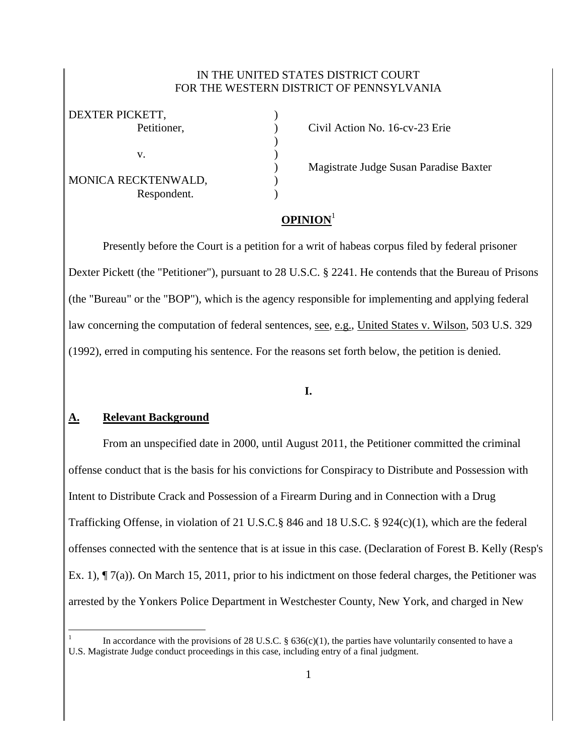IN THE UNITED STATES DISTRICT COURT
FOR THE WESTERN DISTRICT OF PENNSYLVANIA

DEXTER PICKETT,
Petitioner,

v.

MONICA RECKTENWALD,
Respondent.

Civil Action No. 16-cv-23 Erie

Magistrate Judge Susan Paradise Baxter

## OPINION[1]

Presently before the Court is a petition for a writ of habeas corpus filed by federal prisoner Dexter Pickett (the "Petitioner"), pursuant to 28 U.S.C. § 2241. He contends that the Bureau of Prisons (the "Bureau" or the "BOP"), which is the agency responsible for implementing and applying federal law concerning the computation of federal sentences, see, e.g., United States v. Wilson, 503 U.S. 329 (1992), erred in computing his sentence. For the reasons set forth below, the petition is denied.

## I.

### A. Relevant Background

From an unspecified date in 2000, until August 2011, the Petitioner committed the criminal offense conduct that is the basis for his convictions for Conspiracy to Distribute and Possession with Intent to Distribute Crack and Possession of a Firearm During and in Connection with a Drug Trafficking Offense, in violation of 21 U.S.C.§ 846 and 18 U.S.C. § 924(c)(1), which are the federal offenses connected with the sentence that is at issue in this case. (Declaration of Forest B. Kelly (Resp's Ex. 1), ¶ 7(a)). On March 15, 2011, prior to his indictment on those federal charges, the Petitioner was arrested by the Yonkers Police Department in Westchester County, New York, and charged in New

[1] In accordance with the provisions of 28 U.S.C. § 636(c)(1), the parties have voluntarily consented to have a U.S. Magistrate Judge conduct proceedings in this case, including entry of a final judgment.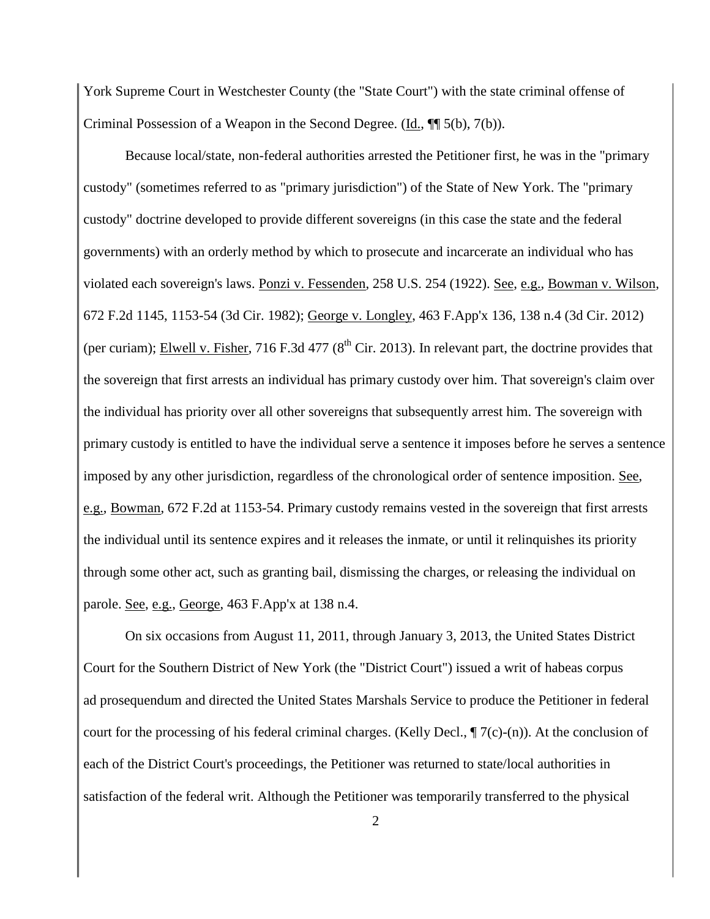York Supreme Court in Westchester County (the "State Court") with the state criminal offense of Criminal Possession of a Weapon in the Second Degree. (Id., ¶¶ 5(b), 7(b)).

Because local/state, non-federal authorities arrested the Petitioner first, he was in the "primary custody" (sometimes referred to as "primary jurisdiction") of the State of New York. The "primary custody" doctrine developed to provide different sovereigns (in this case the state and the federal governments) with an orderly method by which to prosecute and incarcerate an individual who has violated each sovereign's laws. Ponzi v. Fessenden, 258 U.S. 254 (1922). See, e.g., Bowman v. Wilson, 672 F.2d 1145, 1153-54 (3d Cir. 1982); George v. Longley, 463 F.App'x 136, 138 n.4 (3d Cir. 2012) (per curiam); Elwell v. Fisher, 716 F.3d 477 (8th Cir. 2013). In relevant part, the doctrine provides that the sovereign that first arrests an individual has primary custody over him. That sovereign's claim over the individual has priority over all other sovereigns that subsequently arrest him. The sovereign with primary custody is entitled to have the individual serve a sentence it imposes before he serves a sentence imposed by any other jurisdiction, regardless of the chronological order of sentence imposition. See, e.g., Bowman, 672 F.2d at 1153-54. Primary custody remains vested in the sovereign that first arrests the individual until its sentence expires and it releases the inmate, or until it relinquishes its priority through some other act, such as granting bail, dismissing the charges, or releasing the individual on parole. See, e.g., George, 463 F.App'x at 138 n.4.

On six occasions from August 11, 2011, through January 3, 2013, the United States District Court for the Southern District of New York (the "District Court") issued a writ of habeas corpus ad prosequendum and directed the United States Marshals Service to produce the Petitioner in federal court for the processing of his federal criminal charges. (Kelly Decl., ¶ 7(c)-(n)). At the conclusion of each of the District Court's proceedings, the Petitioner was returned to state/local authorities in satisfaction of the federal writ. Although the Petitioner was temporarily transferred to the physical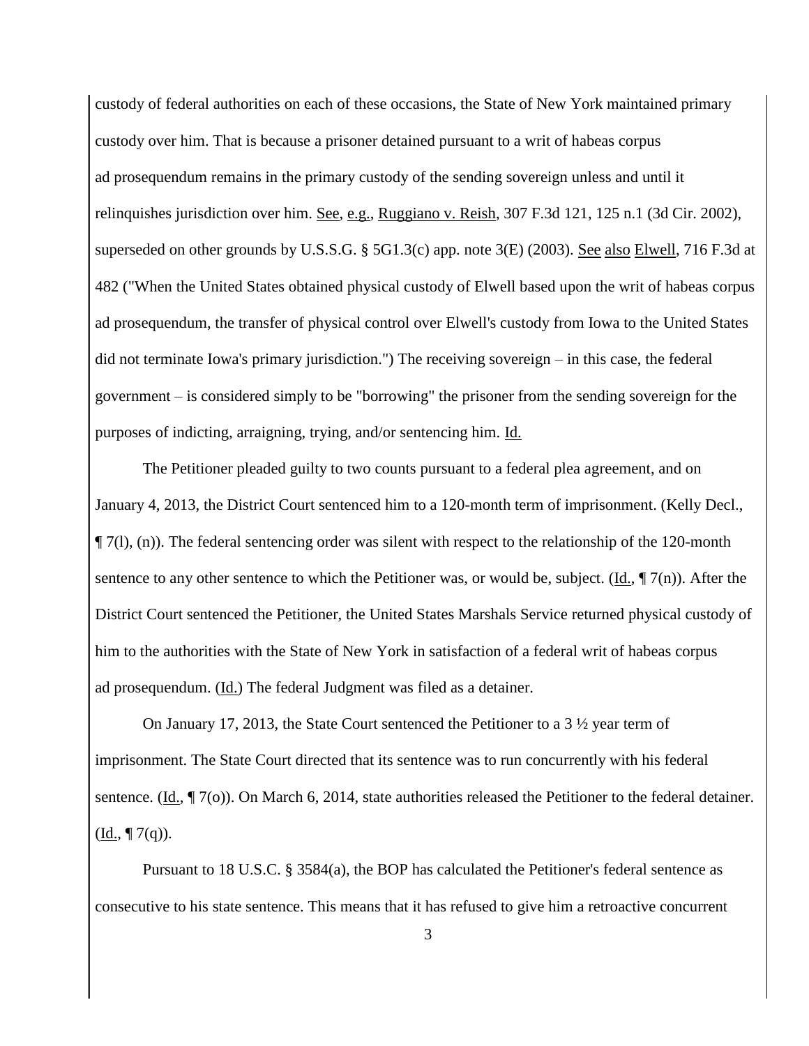custody of federal authorities on each of these occasions, the State of New York maintained primary custody over him. That is because a prisoner detained pursuant to a writ of habeas corpus ad prosequendum remains in the primary custody of the sending sovereign unless and until it relinquishes jurisdiction over him. See, e.g., Ruggiano v. Reish, 307 F.3d 121, 125 n.1 (3d Cir. 2002), superseded on other grounds by U.S.S.G. § 5G1.3(c) app. note 3(E) (2003). See also Elwell, 716 F.3d at 482 ("When the United States obtained physical custody of Elwell based upon the writ of habeas corpus ad prosequendum, the transfer of physical control over Elwell's custody from Iowa to the United States did not terminate Iowa's primary jurisdiction.") The receiving sovereign – in this case, the federal government – is considered simply to be "borrowing" the prisoner from the sending sovereign for the purposes of indicting, arraigning, trying, and/or sentencing him. Id.

The Petitioner pleaded guilty to two counts pursuant to a federal plea agreement, and on January 4, 2013, the District Court sentenced him to a 120-month term of imprisonment. (Kelly Decl., ¶ 7(l), (n)). The federal sentencing order was silent with respect to the relationship of the 120-month sentence to any other sentence to which the Petitioner was, or would be, subject. (Id., ¶ 7(n)). After the District Court sentenced the Petitioner, the United States Marshals Service returned physical custody of him to the authorities with the State of New York in satisfaction of a federal writ of habeas corpus ad prosequendum. (Id.) The federal Judgment was filed as a detainer.

On January 17, 2013, the State Court sentenced the Petitioner to a 3 ½ year term of imprisonment. The State Court directed that its sentence was to run concurrently with his federal sentence. (Id., ¶ 7(o)). On March 6, 2014, state authorities released the Petitioner to the federal detainer. (Id., ¶ 7(q)).

Pursuant to 18 U.S.C. § 3584(a), the BOP has calculated the Petitioner's federal sentence as consecutive to his state sentence. This means that it has refused to give him a retroactive concurrent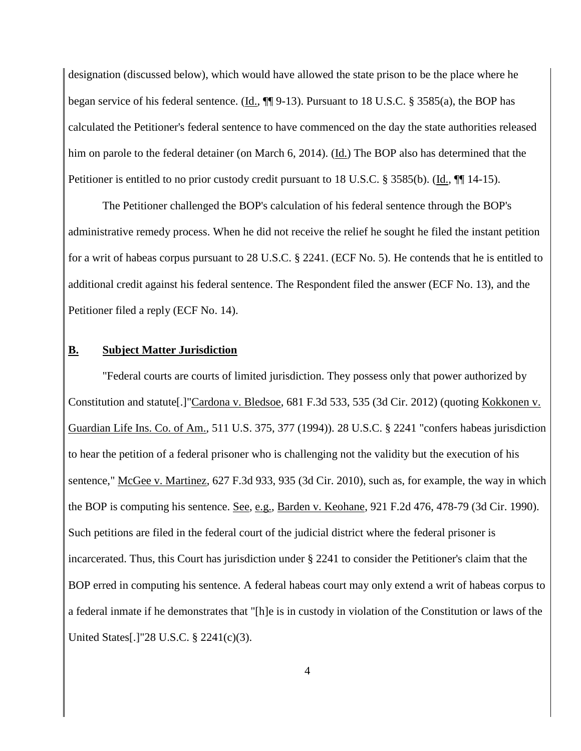designation (discussed below), which would have allowed the state prison to be the place where he began service of his federal sentence. (Id., ¶¶ 9-13). Pursuant to 18 U.S.C. § 3585(a), the BOP has calculated the Petitioner's federal sentence to have commenced on the day the state authorities released him on parole to the federal detainer (on March 6, 2014). (Id.) The BOP also has determined that the Petitioner is entitled to no prior custody credit pursuant to 18 U.S.C. § 3585(b). (Id., ¶¶ 14-15).

The Petitioner challenged the BOP's calculation of his federal sentence through the BOP's administrative remedy process. When he did not receive the relief he sought he filed the instant petition for a writ of habeas corpus pursuant to 28 U.S.C. § 2241. (ECF No. 5). He contends that he is entitled to additional credit against his federal sentence. The Respondent filed the answer (ECF No. 13), and the Petitioner filed a reply (ECF No. 14).

## B. Subject Matter Jurisdiction

"Federal courts are courts of limited jurisdiction. They possess only that power authorized by Constitution and statute[.]"Cardona v. Bledsoe, 681 F.3d 533, 535 (3d Cir. 2012) (quoting Kokkonen v. Guardian Life Ins. Co. of Am., 511 U.S. 375, 377 (1994)). 28 U.S.C. § 2241 "confers habeas jurisdiction to hear the petition of a federal prisoner who is challenging not the validity but the execution of his sentence," McGee v. Martinez, 627 F.3d 933, 935 (3d Cir. 2010), such as, for example, the way in which the BOP is computing his sentence. See, e.g., Barden v. Keohane, 921 F.2d 476, 478-79 (3d Cir. 1990). Such petitions are filed in the federal court of the judicial district where the federal prisoner is incarcerated. Thus, this Court has jurisdiction under § 2241 to consider the Petitioner's claim that the BOP erred in computing his sentence. A federal habeas court may only extend a writ of habeas corpus to a federal inmate if he demonstrates that "[h]e is in custody in violation of the Constitution or laws of the United States[.]"28 U.S.C. § 2241(c)(3).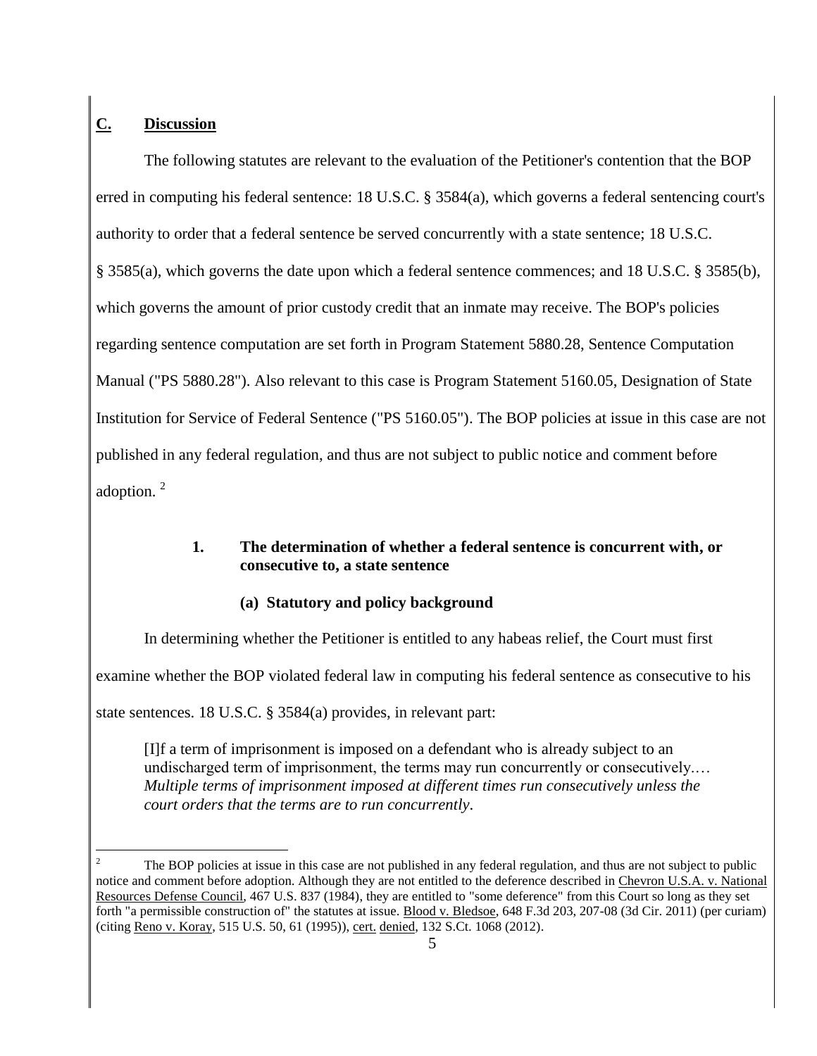## C. Discussion

The following statutes are relevant to the evaluation of the Petitioner's contention that the BOP erred in computing his federal sentence: 18 U.S.C. § 3584(a), which governs a federal sentencing court's authority to order that a federal sentence be served concurrently with a state sentence; 18 U.S.C. § 3585(a), which governs the date upon which a federal sentence commences; and 18 U.S.C. § 3585(b), which governs the amount of prior custody credit that an inmate may receive. The BOP's policies regarding sentence computation are set forth in Program Statement 5880.28, Sentence Computation Manual ("PS 5880.28"). Also relevant to this case is Program Statement 5160.05, Designation of State Institution for Service of Federal Sentence ("PS 5160.05"). The BOP policies at issue in this case are not published in any federal regulation, and thus are not subject to public notice and comment before adoption. [2]

### 1. The determination of whether a federal sentence is concurrent with, or consecutive to, a state sentence

#### (a) Statutory and policy background

In determining whether the Petitioner is entitled to any habeas relief, the Court must first examine whether the BOP violated federal law in computing his federal sentence as consecutive to his state sentences. 18 U.S.C. § 3584(a) provides, in relevant part:

> [I]f a term of imprisonment is imposed on a defendant who is already subject to an undischarged term of imprisonment, the terms may run concurrently or consecutively.… *Multiple terms of imprisonment imposed at different times run consecutively unless the court orders that the terms are to run concurrently*.

---

[2] The BOP policies at issue in this case are not published in any federal regulation, and thus are not subject to public notice and comment before adoption. Although they are not entitled to the deference described in Chevron U.S.A. v. National Resources Defense Council, 467 U.S. 837 (1984), they are entitled to "some deference" from this Court so long as they set forth "a permissible construction of" the statutes at issue. Blood v. Bledsoe, 648 F.3d 203, 207-08 (3d Cir. 2011) (per curiam) (citing Reno v. Koray, 515 U.S. 50, 61 (1995)), cert. denied, 132 S.Ct. 1068 (2012).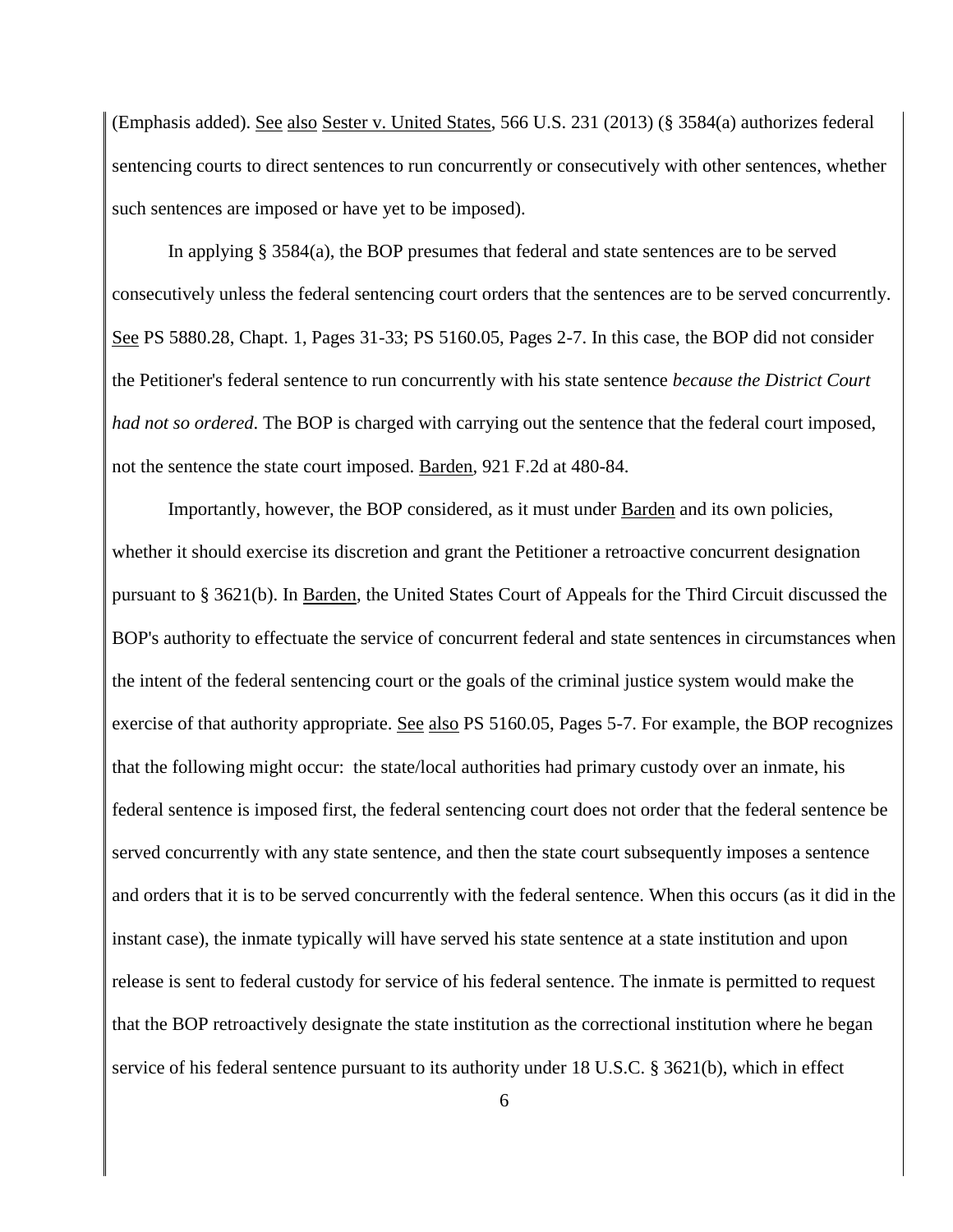(Emphasis added). See also Sester v. United States, 566 U.S. 231 (2013) (§ 3584(a) authorizes federal sentencing courts to direct sentences to run concurrently or consecutively with other sentences, whether such sentences are imposed or have yet to be imposed).

In applying § 3584(a), the BOP presumes that federal and state sentences are to be served consecutively unless the federal sentencing court orders that the sentences are to be served concurrently. See PS 5880.28, Chapt. 1, Pages 31-33; PS 5160.05, Pages 2-7. In this case, the BOP did not consider the Petitioner's federal sentence to run concurrently with his state sentence *because the District Court had not so ordered*. The BOP is charged with carrying out the sentence that the federal court imposed, not the sentence the state court imposed. Barden, 921 F.2d at 480-84.

Importantly, however, the BOP considered, as it must under Barden and its own policies, whether it should exercise its discretion and grant the Petitioner a retroactive concurrent designation pursuant to § 3621(b). In Barden, the United States Court of Appeals for the Third Circuit discussed the BOP's authority to effectuate the service of concurrent federal and state sentences in circumstances when the intent of the federal sentencing court or the goals of the criminal justice system would make the exercise of that authority appropriate. See also PS 5160.05, Pages 5-7. For example, the BOP recognizes that the following might occur: the state/local authorities had primary custody over an inmate, his federal sentence is imposed first, the federal sentencing court does not order that the federal sentence be served concurrently with any state sentence, and then the state court subsequently imposes a sentence and orders that it is to be served concurrently with the federal sentence. When this occurs (as it did in the instant case), the inmate typically will have served his state sentence at a state institution and upon release is sent to federal custody for service of his federal sentence. The inmate is permitted to request that the BOP retroactively designate the state institution as the correctional institution where he began service of his federal sentence pursuant to its authority under 18 U.S.C. § 3621(b), which in effect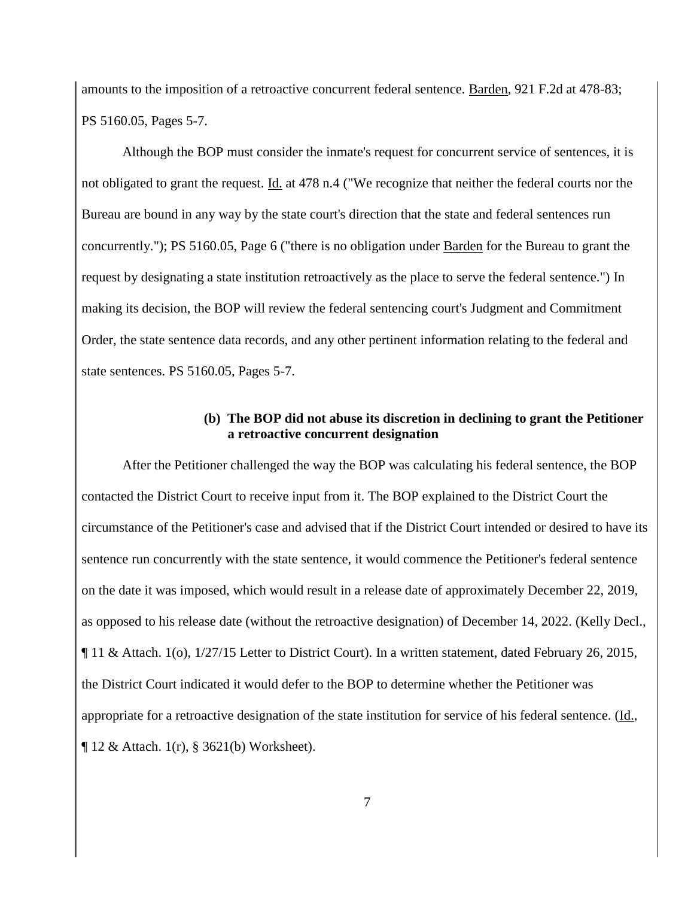amounts to the imposition of a retroactive concurrent federal sentence. Barden, 921 F.2d at 478-83; PS 5160.05, Pages 5-7.

Although the BOP must consider the inmate's request for concurrent service of sentences, it is not obligated to grant the request. Id. at 478 n.4 ("We recognize that neither the federal courts nor the Bureau are bound in any way by the state court's direction that the state and federal sentences run concurrently."); PS 5160.05, Page 6 ("there is no obligation under Barden for the Bureau to grant the request by designating a state institution retroactively as the place to serve the federal sentence.") In making its decision, the BOP will review the federal sentencing court's Judgment and Commitment Order, the state sentence data records, and any other pertinent information relating to the federal and state sentences. PS 5160.05, Pages 5-7.

**(b) The BOP did not abuse its discretion in declining to grant the Petitioner a retroactive concurrent designation**

After the Petitioner challenged the way the BOP was calculating his federal sentence, the BOP contacted the District Court to receive input from it. The BOP explained to the District Court the circumstance of the Petitioner's case and advised that if the District Court intended or desired to have its sentence run concurrently with the state sentence, it would commence the Petitioner's federal sentence on the date it was imposed, which would result in a release date of approximately December 22, 2019, as opposed to his release date (without the retroactive designation) of December 14, 2022. (Kelly Decl., ¶ 11 & Attach. 1(o), 1/27/15 Letter to District Court). In a written statement, dated February 26, 2015, the District Court indicated it would defer to the BOP to determine whether the Petitioner was appropriate for a retroactive designation of the state institution for service of his federal sentence. (Id., ¶ 12 & Attach. 1(r), § 3621(b) Worksheet).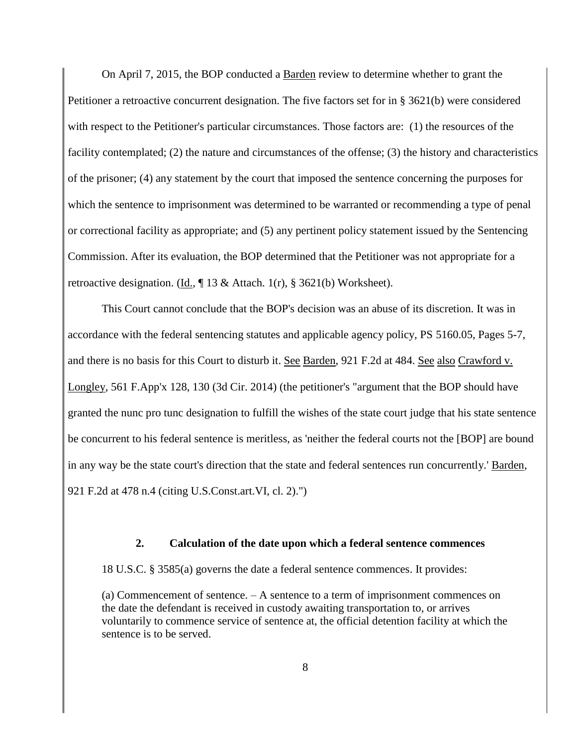On April 7, 2015, the BOP conducted a Barden review to determine whether to grant the Petitioner a retroactive concurrent designation. The five factors set for in § 3621(b) were considered with respect to the Petitioner's particular circumstances. Those factors are: (1) the resources of the facility contemplated; (2) the nature and circumstances of the offense; (3) the history and characteristics of the prisoner; (4) any statement by the court that imposed the sentence concerning the purposes for which the sentence to imprisonment was determined to be warranted or recommending a type of penal or correctional facility as appropriate; and (5) any pertinent policy statement issued by the Sentencing Commission. After its evaluation, the BOP determined that the Petitioner was not appropriate for a retroactive designation. (Id., ¶ 13 & Attach. 1(r), § 3621(b) Worksheet).

This Court cannot conclude that the BOP's decision was an abuse of its discretion. It was in accordance with the federal sentencing statutes and applicable agency policy, PS 5160.05, Pages 5-7, and there is no basis for this Court to disturb it. See Barden, 921 F.2d at 484. See also Crawford v. Longley, 561 F.App'x 128, 130 (3d Cir. 2014) (the petitioner's "argument that the BOP should have granted the nunc pro tunc designation to fulfill the wishes of the state court judge that his state sentence be concurrent to his federal sentence is meritless, as 'neither the federal courts not the [BOP] are bound in any way be the state court's direction that the state and federal sentences run concurrently.' Barden, 921 F.2d at 478 n.4 (citing U.S.Const.art.VI, cl. 2).")

### 2. Calculation of the date upon which a federal sentence commences

18 U.S.C. § 3585(a) governs the date a federal sentence commences. It provides:

> (a) Commencement of sentence. – A sentence to a term of imprisonment commences on the date the defendant is received in custody awaiting transportation to, or arrives voluntarily to commence service of sentence at, the official detention facility at which the sentence is to be served.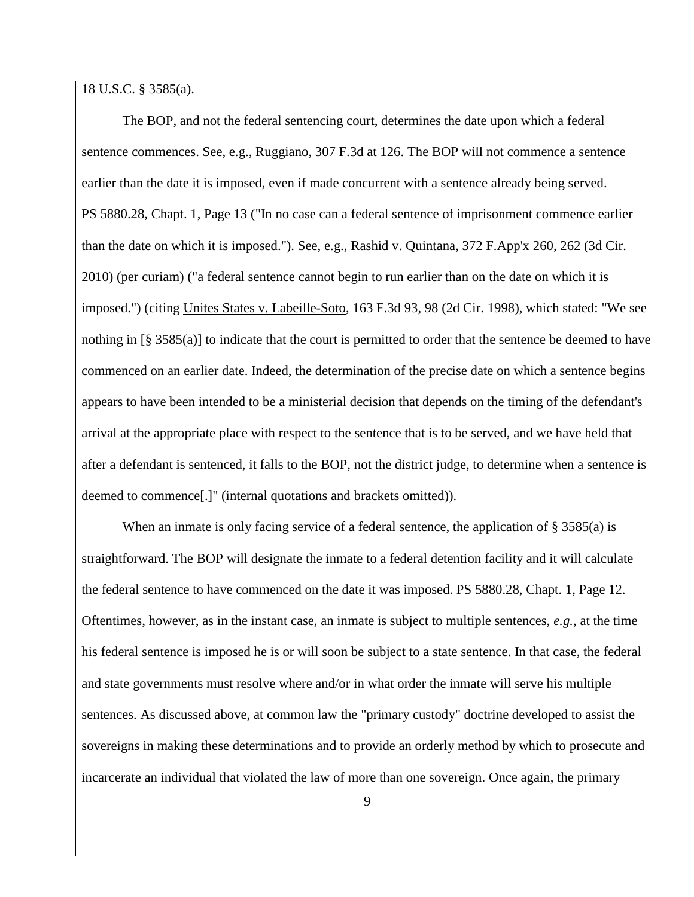18 U.S.C. § 3585(a).

The BOP, and not the federal sentencing court, determines the date upon which a federal sentence commences. See, e.g., Ruggiano, 307 F.3d at 126. The BOP will not commence a sentence earlier than the date it is imposed, even if made concurrent with a sentence already being served. PS 5880.28, Chapt. 1, Page 13 ("In no case can a federal sentence of imprisonment commence earlier than the date on which it is imposed."). See, e.g., Rashid v. Quintana, 372 F.App'x 260, 262 (3d Cir. 2010) (per curiam) ("a federal sentence cannot begin to run earlier than on the date on which it is imposed.") (citing Unites States v. Labeille-Soto, 163 F.3d 93, 98 (2d Cir. 1998), which stated: "We see nothing in [§ 3585(a)] to indicate that the court is permitted to order that the sentence be deemed to have commenced on an earlier date. Indeed, the determination of the precise date on which a sentence begins appears to have been intended to be a ministerial decision that depends on the timing of the defendant's arrival at the appropriate place with respect to the sentence that is to be served, and we have held that after a defendant is sentenced, it falls to the BOP, not the district judge, to determine when a sentence is deemed to commence[.]" (internal quotations and brackets omitted)).

When an inmate is only facing service of a federal sentence, the application of § 3585(a) is straightforward. The BOP will designate the inmate to a federal detention facility and it will calculate the federal sentence to have commenced on the date it was imposed. PS 5880.28, Chapt. 1, Page 12. Oftentimes, however, as in the instant case, an inmate is subject to multiple sentences, *e.g.*, at the time his federal sentence is imposed he is or will soon be subject to a state sentence. In that case, the federal and state governments must resolve where and/or in what order the inmate will serve his multiple sentences. As discussed above, at common law the "primary custody" doctrine developed to assist the sovereigns in making these determinations and to provide an orderly method by which to prosecute and incarcerate an individual that violated the law of more than one sovereign. Once again, the primary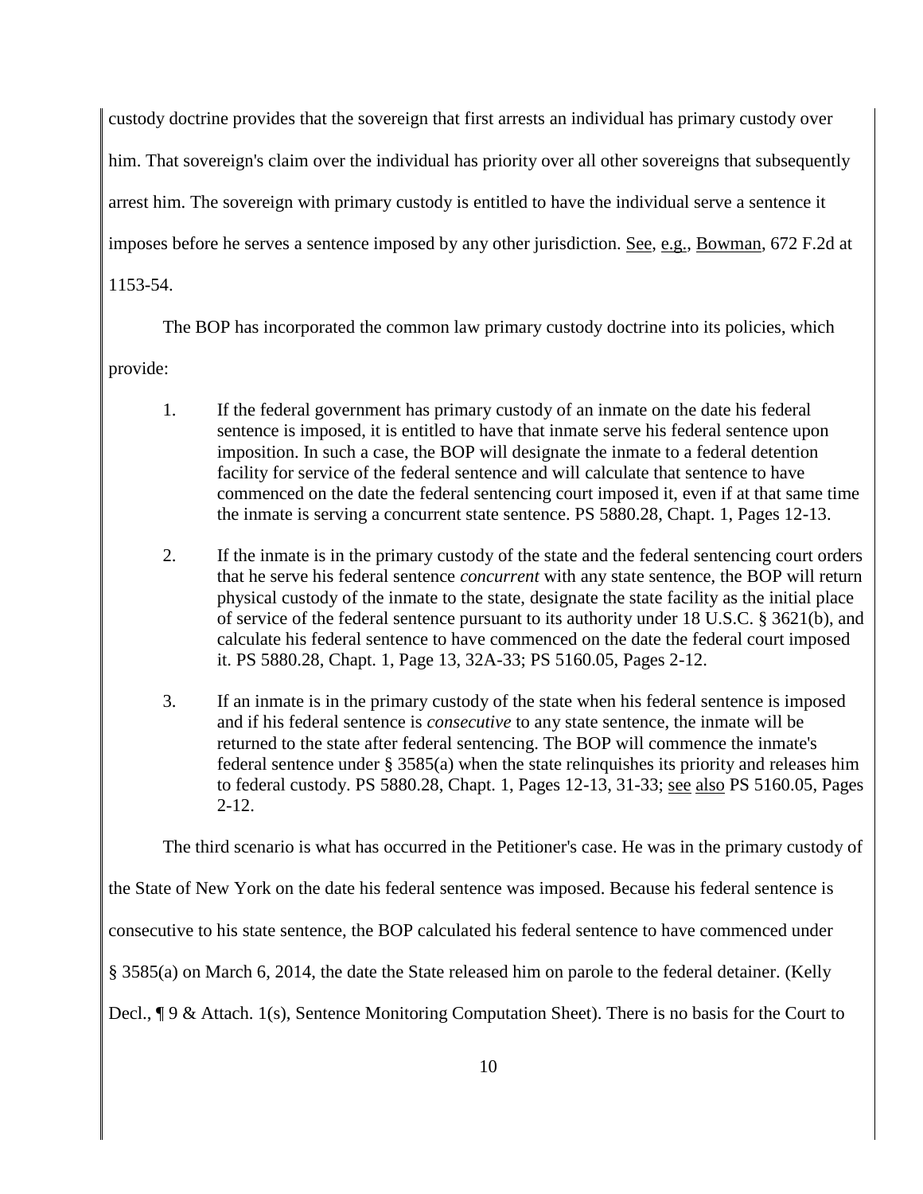custody doctrine provides that the sovereign that first arrests an individual has primary custody over him. That sovereign's claim over the individual has priority over all other sovereigns that subsequently arrest him. The sovereign with primary custody is entitled to have the individual serve a sentence it imposes before he serves a sentence imposed by any other jurisdiction. See, e.g., Bowman, 672 F.2d at 1153-54.

The BOP has incorporated the common law primary custody doctrine into its policies, which provide:

1. If the federal government has primary custody of an inmate on the date his federal sentence is imposed, it is entitled to have that inmate serve his federal sentence upon imposition. In such a case, the BOP will designate the inmate to a federal detention facility for service of the federal sentence and will calculate that sentence to have commenced on the date the federal sentencing court imposed it, even if at that same time the inmate is serving a concurrent state sentence. PS 5880.28, Chapt. 1, Pages 12-13.

2. If the inmate is in the primary custody of the state and the federal sentencing court orders that he serve his federal sentence *concurrent* with any state sentence, the BOP will return physical custody of the inmate to the state, designate the state facility as the initial place of service of the federal sentence pursuant to its authority under 18 U.S.C. § 3621(b), and calculate his federal sentence to have commenced on the date the federal court imposed it. PS 5880.28, Chapt. 1, Page 13, 32A-33; PS 5160.05, Pages 2-12.

3. If an inmate is in the primary custody of the state when his federal sentence is imposed and if his federal sentence is *consecutive* to any state sentence, the inmate will be returned to the state after federal sentencing. The BOP will commence the inmate's federal sentence under § 3585(a) when the state relinquishes its priority and releases him to federal custody. PS 5880.28, Chapt. 1, Pages 12-13, 31-33; see also PS 5160.05, Pages 2-12.

The third scenario is what has occurred in the Petitioner's case. He was in the primary custody of the State of New York on the date his federal sentence was imposed. Because his federal sentence is consecutive to his state sentence, the BOP calculated his federal sentence to have commenced under § 3585(a) on March 6, 2014, the date the State released him on parole to the federal detainer. (Kelly Decl., ¶ 9 & Attach. 1(s), Sentence Monitoring Computation Sheet). There is no basis for the Court to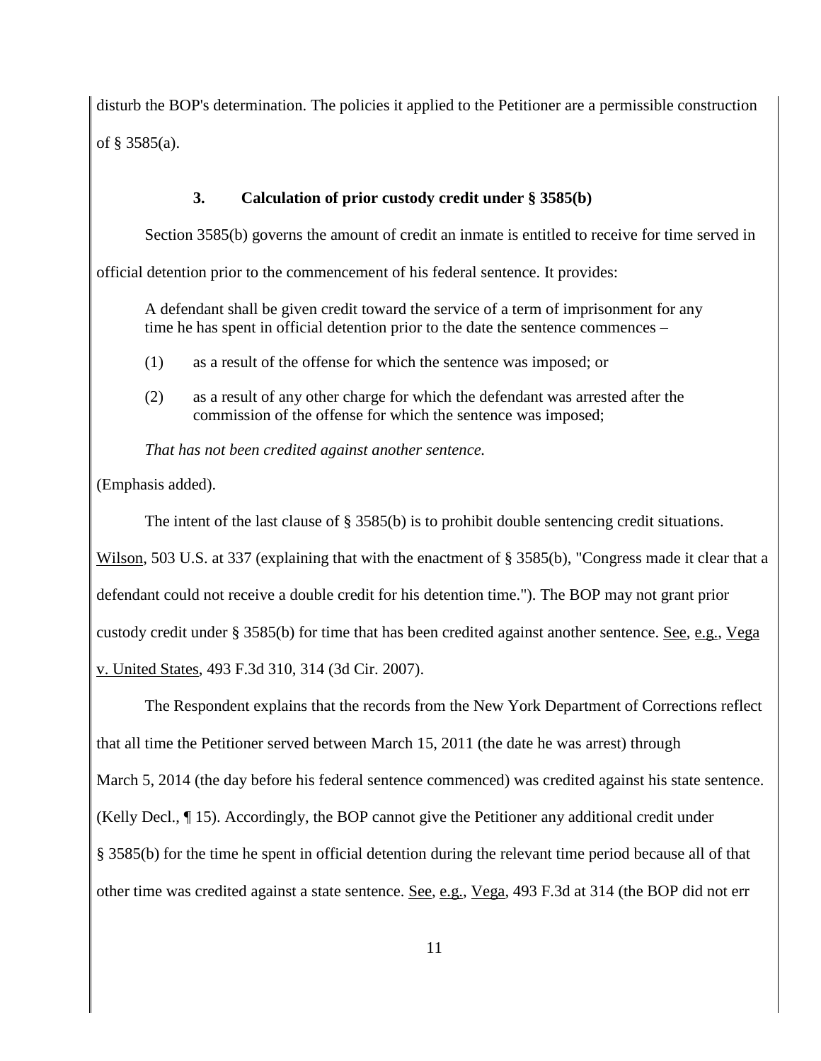disturb the BOP's determination. The policies it applied to the Petitioner are a permissible construction of § 3585(a).

### 3. Calculation of prior custody credit under § 3585(b)

Section 3585(b) governs the amount of credit an inmate is entitled to receive for time served in official detention prior to the commencement of his federal sentence. It provides:

> A defendant shall be given credit toward the service of a term of imprisonment for any time he has spent in official detention prior to the date the sentence commences –
>
> (1) as a result of the offense for which the sentence was imposed; or
>
> (2) as a result of any other charge for which the defendant was arrested after the commission of the offense for which the sentence was imposed;
>
> *That has not been credited against another sentence.*

(Emphasis added).

The intent of the last clause of § 3585(b) is to prohibit double sentencing credit situations. Wilson, 503 U.S. at 337 (explaining that with the enactment of § 3585(b), "Congress made it clear that a defendant could not receive a double credit for his detention time."). The BOP may not grant prior custody credit under § 3585(b) for time that has been credited against another sentence. See, e.g., Vega v. United States, 493 F.3d 310, 314 (3d Cir. 2007).

The Respondent explains that the records from the New York Department of Corrections reflect that all time the Petitioner served between March 15, 2011 (the date he was arrest) through March 5, 2014 (the day before his federal sentence commenced) was credited against his state sentence. (Kelly Decl., ¶ 15). Accordingly, the BOP cannot give the Petitioner any additional credit under § 3585(b) for the time he spent in official detention during the relevant time period because all of that other time was credited against a state sentence. See, e.g., Vega, 493 F.3d at 314 (the BOP did not err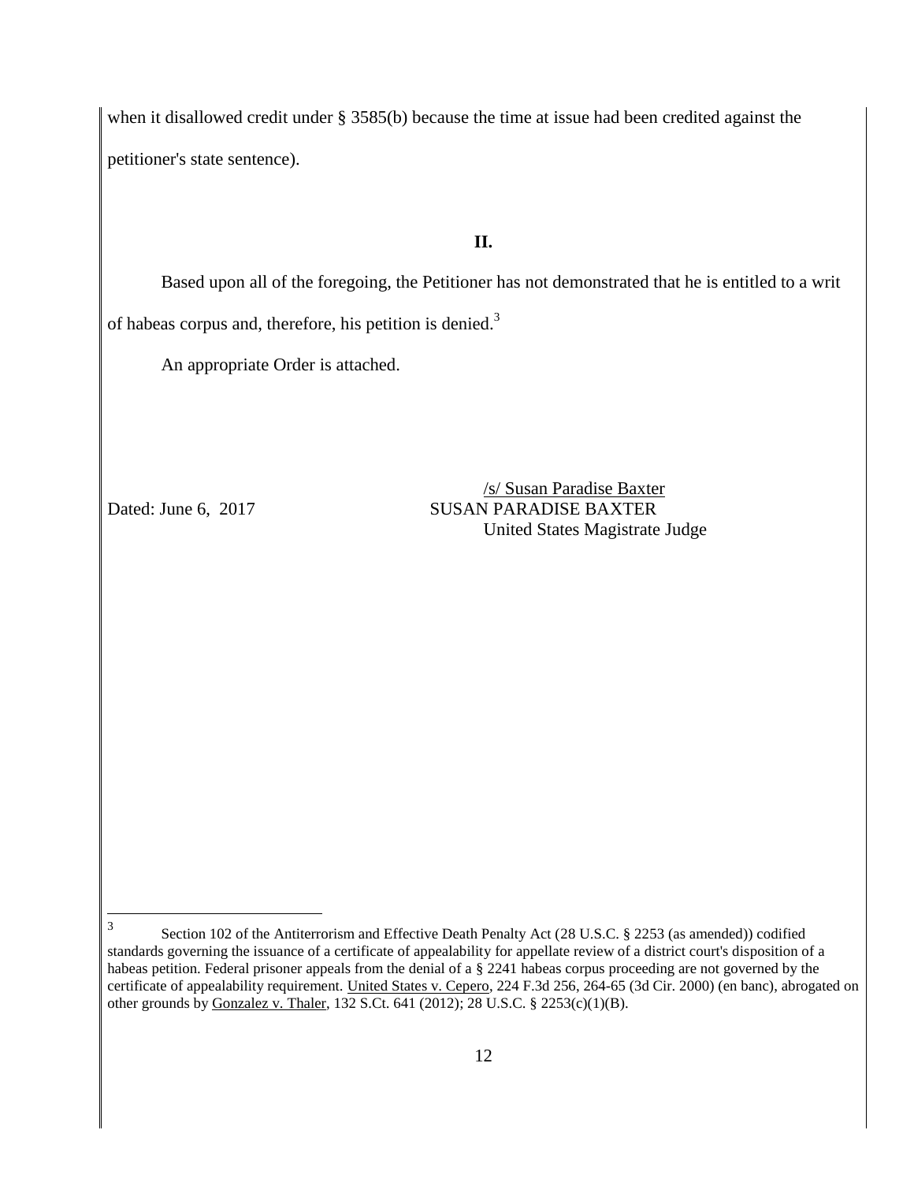when it disallowed credit under § 3585(b) because the time at issue had been credited against the petitioner's state sentence).

**II.**

Based upon all of the foregoing, the Petitioner has not demonstrated that he is entitled to a writ of habeas corpus and, therefore, his petition is denied.[3]

An appropriate Order is attached.

/s/ Susan Paradise Baxter
Dated: June 6, 2017 SUSAN PARADISE BAXTER
United States Magistrate Judge

[3] Section 102 of the Antiterrorism and Effective Death Penalty Act (28 U.S.C. § 2253 (as amended)) codified standards governing the issuance of a certificate of appealability for appellate review of a district court's disposition of a habeas petition. Federal prisoner appeals from the denial of a § 2241 habeas corpus proceeding are not governed by the certificate of appealability requirement. United States v. Cepero, 224 F.3d 256, 264-65 (3d Cir. 2000) (en banc), abrogated on other grounds by Gonzalez v. Thaler, 132 S.Ct. 641 (2012); 28 U.S.C. § 2253(c)(1)(B).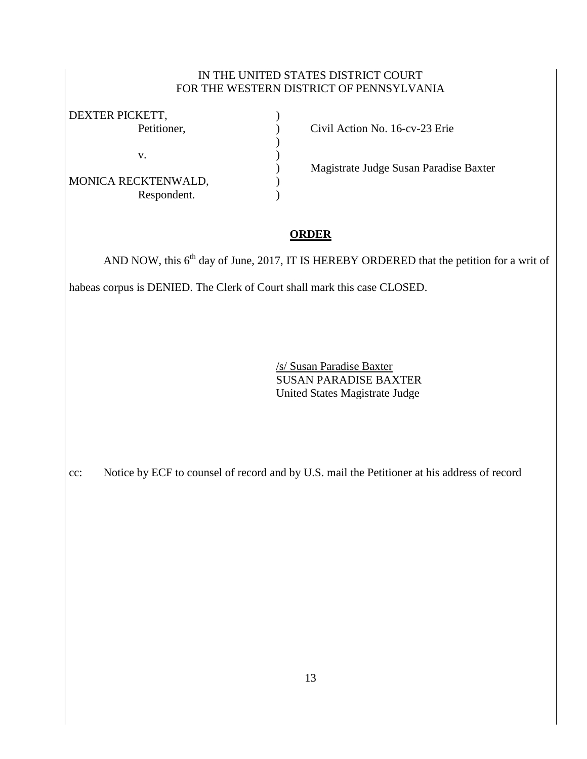IN THE UNITED STATES DISTRICT COURT
FOR THE WESTERN DISTRICT OF PENNSYLVANIA

| | | |
|---|---|---|
| DEXTER PICKETT, | ) | |
| Petitioner, | ) | Civil Action No. 16-cv-23 Erie |
| | ) | |
| v. | ) | |
| | ) | Magistrate Judge Susan Paradise Baxter |
| MONICA RECKTENWALD, | ) | |
| Respondent. | ) | |

**ORDER**

AND NOW, this 6th day of June, 2017, IT IS HEREBY ORDERED that the petition for a writ of habeas corpus is DENIED. The Clerk of Court shall mark this case CLOSED.

/s/ Susan Paradise Baxter
SUSAN PARADISE BAXTER
United States Magistrate Judge

cc: Notice by ECF to counsel of record and by U.S. mail the Petitioner at his address of record